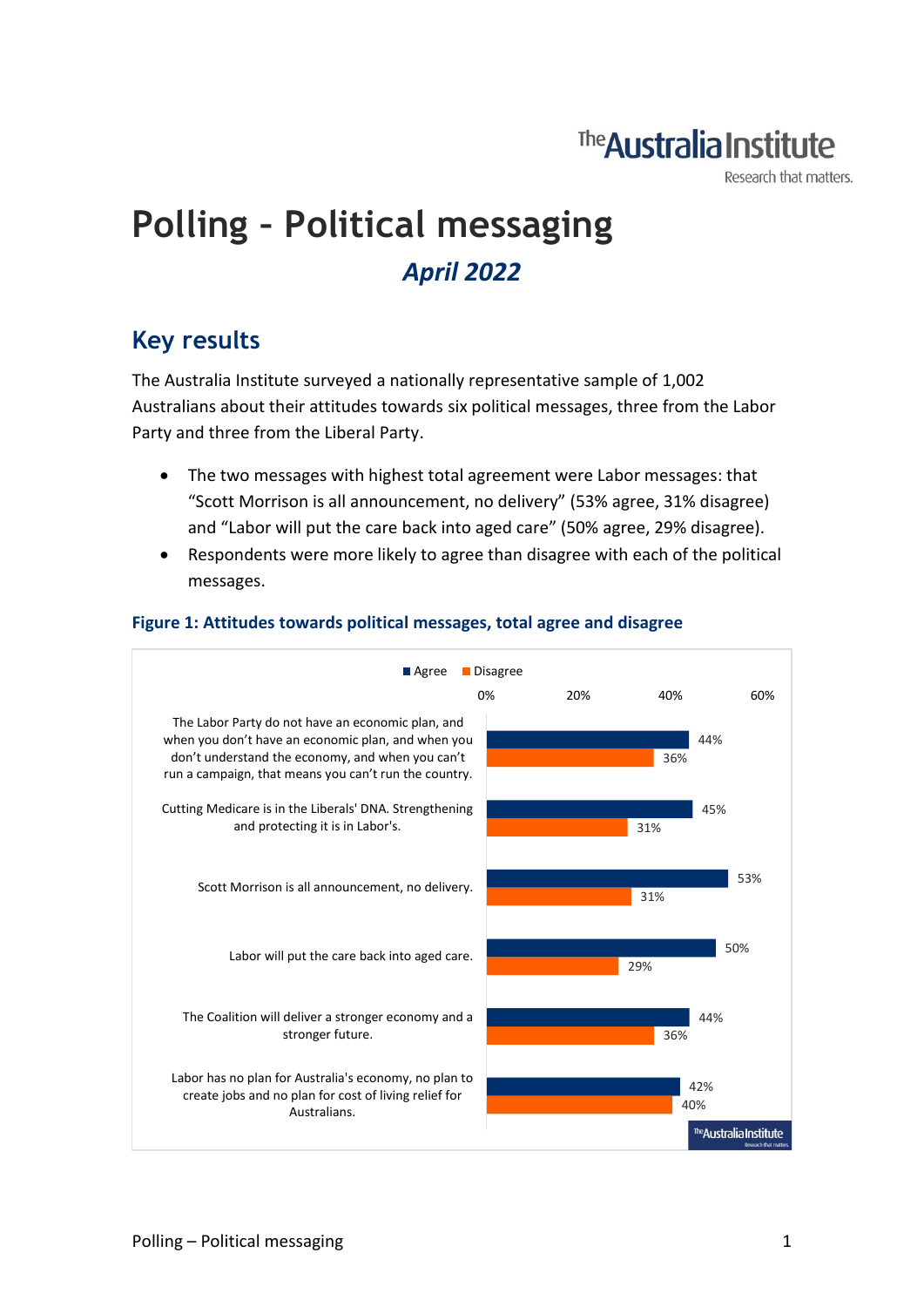# Polling - Political messaging

*April 2022*

## Key results

The Australia Institute surveyed a nationally representative sample of 1,002 Australians about their attitudes towards six political messages, three from the Labor Party and three from the Liberal Party.

- The two messages with highest total agreement were Labor messages: that "Scott Morrison is all announcement, no delivery" (53% agree, 31% disagree) and "Labor will put the care back into aged care" (50% agree, 29% disagree).
- Respondents were more likely to agree than disagree with each of the political messages.

**Figure 1: Attitudes towards political messages, total agree and disagree**

Agree
Disagree

0%
20%
40%
60%

The Labor Party do not have an economic plan, and when you don't have an economic plan, and when you don't understand the economy, and when you can't run a campaign, that means you can't run the country.
44%
36%

Cutting Medicare is in the Liberals' DNA. Strengthening and protecting it is in Labor's.
45%
31%

Scott Morrison is all announcement, no delivery.
53%
31%

Labor will put the care back into aged care.
50%
29%

The Coalition will deliver a stronger economy and a stronger future.
44%
36%

Labor has no plan for Australia's economy, no plan to create jobs and no plan for cost of living relief for Australians.
42%
40%

The Australia Institute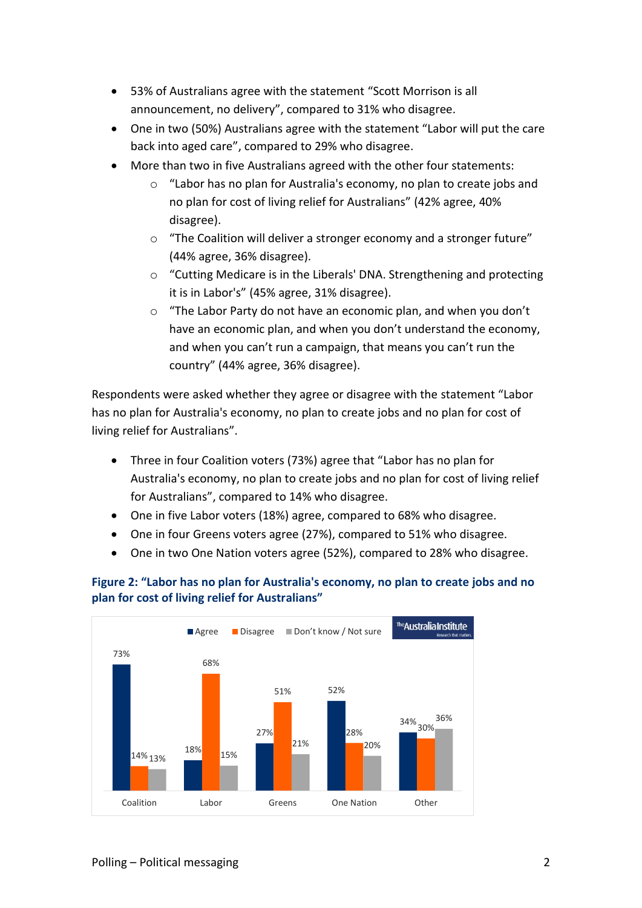- 53% of Australians agree with the statement "Scott Morrison is all announcement, no delivery", compared to 31% who disagree.
- One in two (50%) Australians agree with the statement "Labor will put the care back into aged care", compared to 29% who disagree.
- More than two in five Australians agreed with the other four statements:
    - "Labor has no plan for Australia's economy, no plan to create jobs and no plan for cost of living relief for Australians" (42% agree, 40% disagree).
    - "The Coalition will deliver a stronger economy and a stronger future" (44% agree, 36% disagree).
    - "Cutting Medicare is in the Liberals' DNA. Strengthening and protecting it is in Labor's" (45% agree, 31% disagree).
    - "The Labor Party do not have an economic plan, and when you don't have an economic plan, and when you don't understand the economy, and when you can't run a campaign, that means you can't run the country" (44% agree, 36% disagree).

Respondents were asked whether they agree or disagree with the statement "Labor has no plan for Australia's economy, no plan to create jobs and no plan for cost of living relief for Australians".

- Three in four Coalition voters (73%) agree that "Labor has no plan for Australia's economy, no plan to create jobs and no plan for cost of living relief for Australians", compared to 14% who disagree.
- One in five Labor voters (18%) agree, compared to 68% who disagree.
- One in four Greens voters agree (27%), compared to 51% who disagree.
- One in two One Nation voters agree (52%), compared to 28% who disagree.

**Figure 2: "Labor has no plan for Australia's economy, no plan to create jobs and no plan for cost of living relief for Australians"**

Agree
Disagree
Don't know / Not sure

The Australia Institute
Research that matters.

Coalition: 73% 14% 13%
Labor: 18% 68% 15%
Greens: 27% 51% 21%
One Nation: 52% 28% 20%
Other: 34% 30% 36%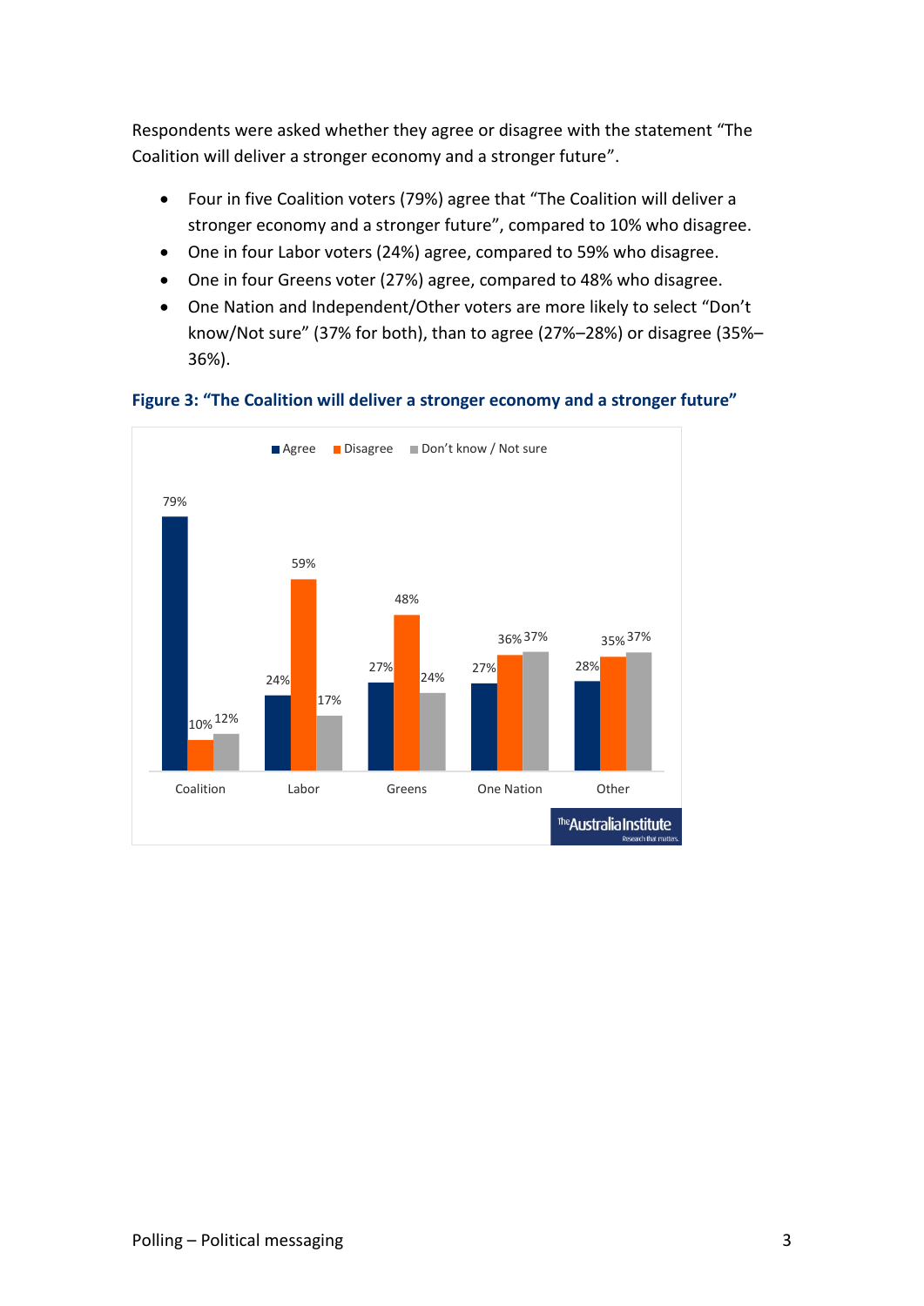Respondents were asked whether they agree or disagree with the statement "The Coalition will deliver a stronger economy and a stronger future".

- Four in five Coalition voters (79%) agree that "The Coalition will deliver a stronger economy and a stronger future", compared to 10% who disagree.
- One in four Labor voters (24%) agree, compared to 59% who disagree.
- One in four Greens voter (27%) agree, compared to 48% who disagree.
- One Nation and Independent/Other voters are more likely to select "Don't know/Not sure" (37% for both), than to agree (27%–28%) or disagree (35%–36%).

**Figure 3: "The Coalition will deliver a stronger economy and a stronger future"**

Agree
Disagree
Don't know / Not sure

Coalition: 79% 10% 12%
Labor: 24% 59% 17%
Greens: 27% 48% 24%
One Nation: 27% 36% 37%
Other: 28% 35% 37%

The Australia Institute
Research that matters.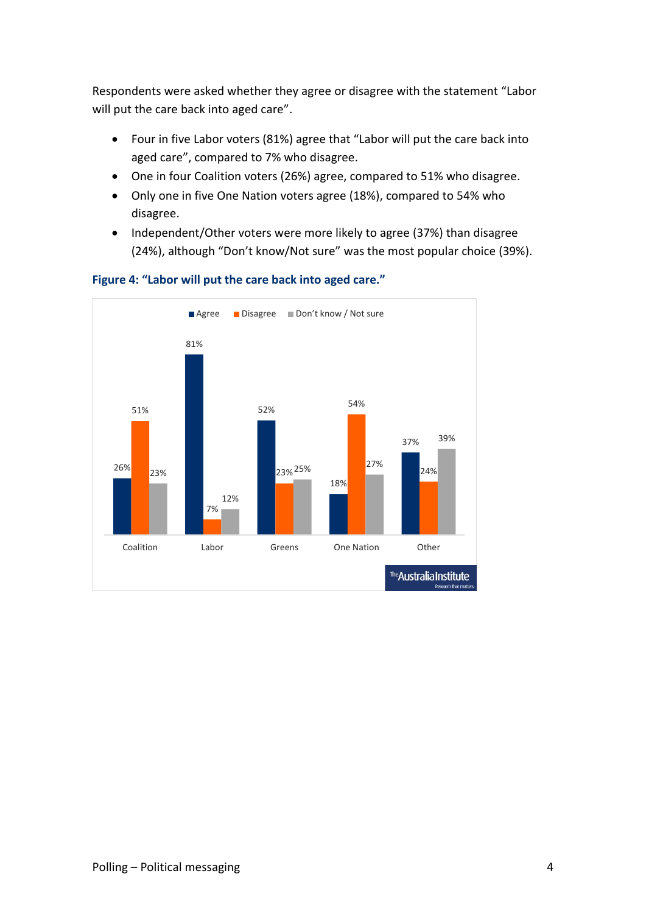Respondents were asked whether they agree or disagree with the statement "Labor will put the care back into aged care".

- Four in five Labor voters (81%) agree that "Labor will put the care back into aged care", compared to 7% who disagree.
- One in four Coalition voters (26%) agree, compared to 51% who disagree.
- Only one in five One Nation voters agree (18%), compared to 54% who disagree.
- Independent/Other voters were more likely to agree (37%) than disagree (24%), although "Don't know/Not sure" was the most popular choice (39%).

**Figure 4: "Labor will put the care back into aged care."**

Agree
Disagree
Don't know / Not sure

Coalition: 26% 51% 23%
Labor: 81% 7% 12%
Greens: 52% 23% 25%
One Nation: 18% 54% 27%
Other: 37% 24% 39%

The Australia Institute
Research that matters.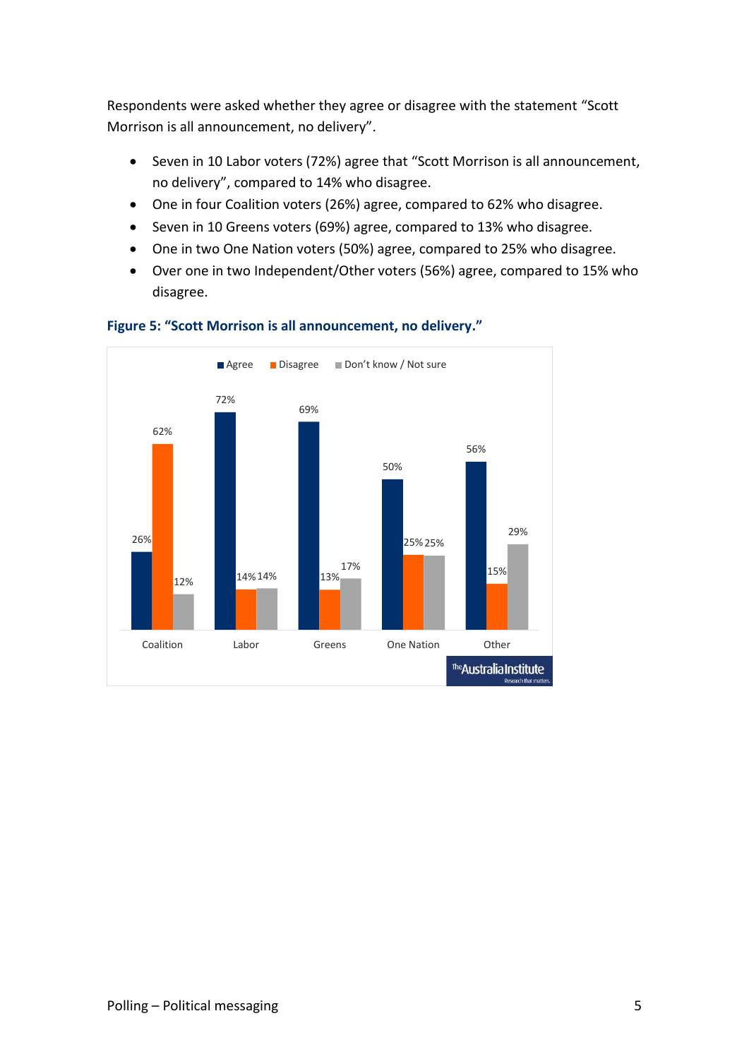Respondents were asked whether they agree or disagree with the statement "Scott Morrison is all announcement, no delivery".

- Seven in 10 Labor voters (72%) agree that "Scott Morrison is all announcement, no delivery", compared to 14% who disagree.
- One in four Coalition voters (26%) agree, compared to 62% who disagree.
- Seven in 10 Greens voters (69%) agree, compared to 13% who disagree.
- One in two One Nation voters (50%) agree, compared to 25% who disagree.
- Over one in two Independent/Other voters (56%) agree, compared to 15% who disagree.

**Figure 5: "Scott Morrison is all announcement, no delivery."**

Agree
Disagree
Don't know / Not sure

Coalition: 26% 62% 12%
Labor: 72% 14% 14%
Greens: 69% 13% 17%
One Nation: 50% 25% 25%
Other: 56% 15% 29%

The Australia Institute
Research that matters.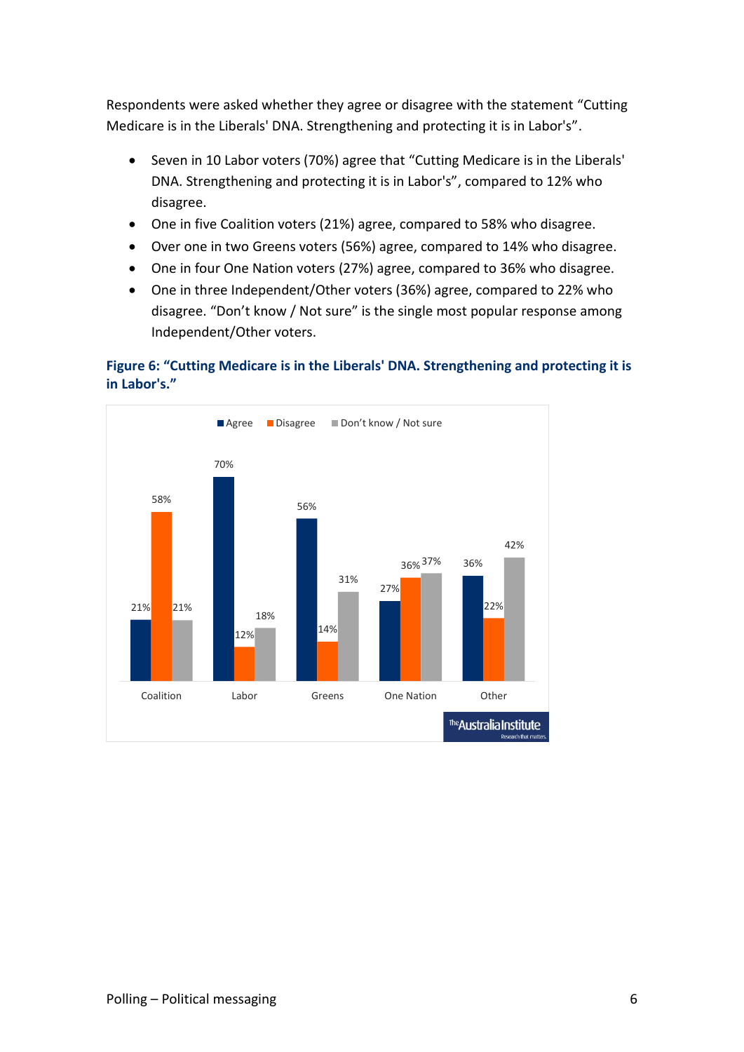Respondents were asked whether they agree or disagree with the statement "Cutting Medicare is in the Liberals' DNA. Strengthening and protecting it is in Labor's".

- Seven in 10 Labor voters (70%) agree that "Cutting Medicare is in the Liberals' DNA. Strengthening and protecting it is in Labor's", compared to 12% who disagree.
- One in five Coalition voters (21%) agree, compared to 58% who disagree.
- Over one in two Greens voters (56%) agree, compared to 14% who disagree.
- One in four One Nation voters (27%) agree, compared to 36% who disagree.
- One in three Independent/Other voters (36%) agree, compared to 22% who disagree. "Don't know / Not sure" is the single most popular response among Independent/Other voters.

**Figure 6: "Cutting Medicare is in the Liberals' DNA. Strengthening and protecting it is in Labor's."**

Agree | Disagree | Don't know / Not sure

Coalition: 21% | 58% | 21%

Labor: 70% | 12% | 18%

Greens: 56% | 14% | 31%

One Nation: 27% | 36% | 37%

Other: 36% | 22% | 42%

The Australia Institute — Research that matters.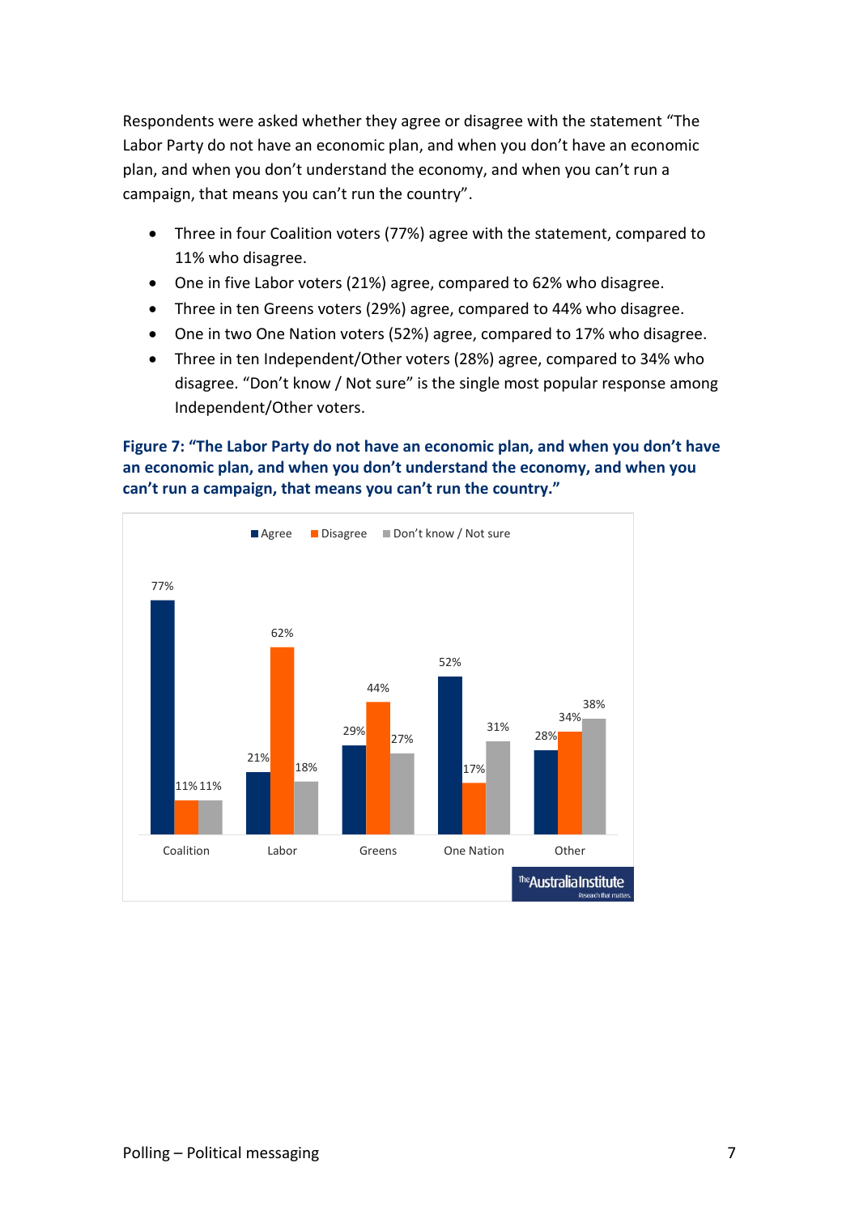Respondents were asked whether they agree or disagree with the statement "The Labor Party do not have an economic plan, and when you don't have an economic plan, and when you don't understand the economy, and when you can't run a campaign, that means you can't run the country".

- Three in four Coalition voters (77%) agree with the statement, compared to 11% who disagree.
- One in five Labor voters (21%) agree, compared to 62% who disagree.
- Three in ten Greens voters (29%) agree, compared to 44% who disagree.
- One in two One Nation voters (52%) agree, compared to 17% who disagree.
- Three in ten Independent/Other voters (28%) agree, compared to 34% who disagree. "Don't know / Not sure" is the single most popular response among Independent/Other voters.

**Figure 7: "The Labor Party do not have an economic plan, and when you don't have an economic plan, and when you don't understand the economy, and when you can't run a campaign, that means you can't run the country."**

Agree
Disagree
Don't know / Not sure

77%
11% 11%
Coalition

21%
62%
18%
Labor

29%
44%
27%
Greens

52%
17%
31%
One Nation

28%
34%
38%
Other

The Australia Institute
Research that matters.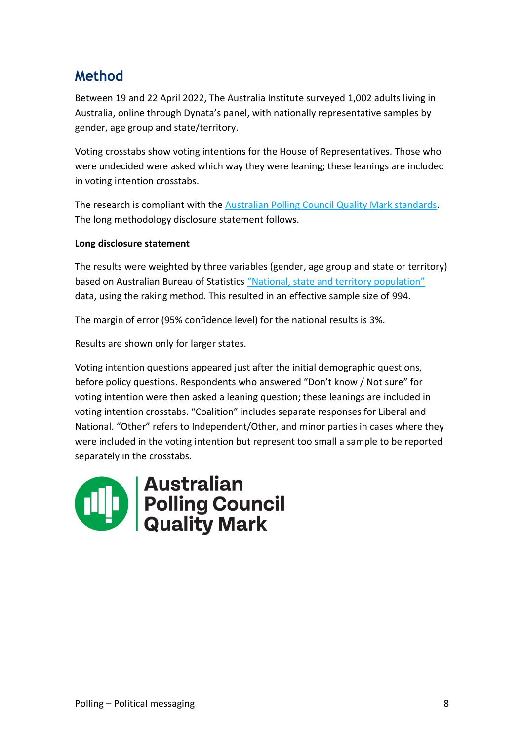## Method

Between 19 and 22 April 2022, The Australia Institute surveyed 1,002 adults living in Australia, online through Dynata's panel, with nationally representative samples by gender, age group and state/territory.

Voting crosstabs show voting intentions for the House of Representatives. Those who were undecided were asked which way they were leaning; these leanings are included in voting intention crosstabs.

The research is compliant with the Australian Polling Council Quality Mark standards. The long methodology disclosure statement follows.

**Long disclosure statement**

The results were weighted by three variables (gender, age group and state or territory) based on Australian Bureau of Statistics "National, state and territory population" data, using the raking method. This resulted in an effective sample size of 994.

The margin of error (95% confidence level) for the national results is 3%.

Results are shown only for larger states.

Voting intention questions appeared just after the initial demographic questions, before policy questions. Respondents who answered "Don't know / Not sure" for voting intention were then asked a leaning question; these leanings are included in voting intention crosstabs. "Coalition" includes separate responses for Liberal and National. "Other" refers to Independent/Other, and minor parties in cases where they were included in the voting intention but represent too small a sample to be reported separately in the crosstabs.

Australian Polling Council Quality Mark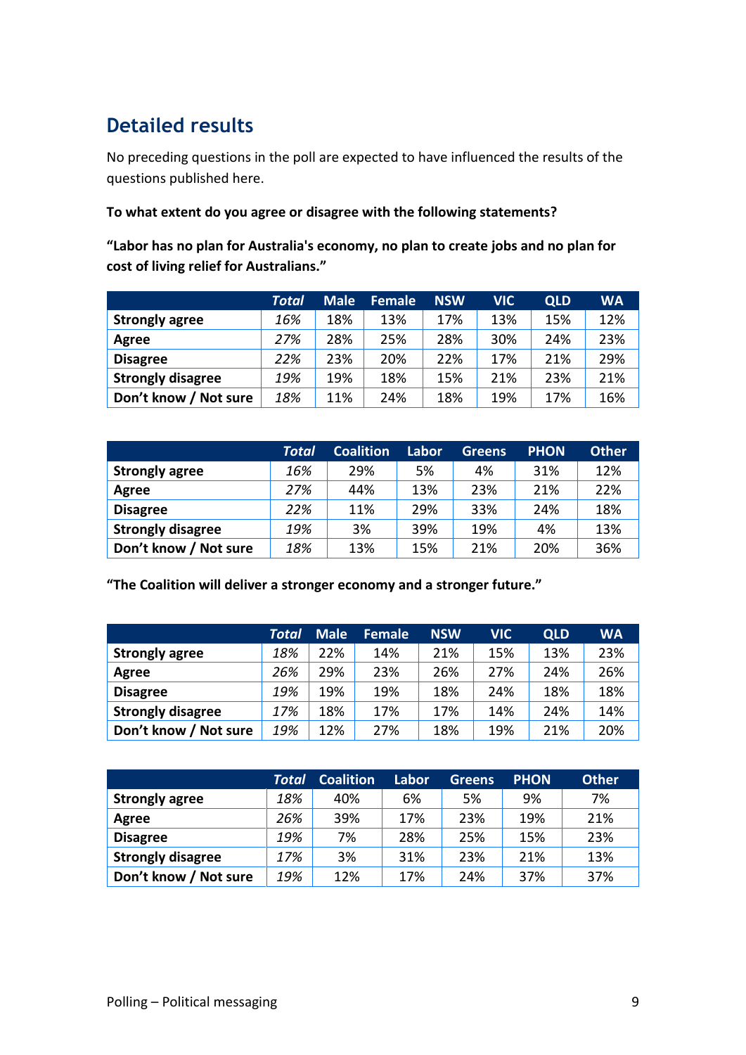## Detailed results

No preceding questions in the poll are expected to have influenced the results of the questions published here.

**To what extent do you agree or disagree with the following statements?**

**"Labor has no plan for Australia's economy, no plan to create jobs and no plan for cost of living relief for Australians."**

| | *Total* | Male | Female | NSW | VIC | QLD | WA |
|---|---|---|---|---|---|---|---|
| **Strongly agree** | *16%* | 18% | 13% | 17% | 13% | 15% | 12% |
| **Agree** | *27%* | 28% | 25% | 28% | 30% | 24% | 23% |
| **Disagree** | *22%* | 23% | 20% | 22% | 17% | 21% | 29% |
| **Strongly disagree** | *19%* | 19% | 18% | 15% | 21% | 23% | 21% |
| **Don't know / Not sure** | *18%* | 11% | 24% | 18% | 19% | 17% | 16% |

| | *Total* | Coalition | Labor | Greens | PHON | Other |
|---|---|---|---|---|---|---|
| **Strongly agree** | *16%* | 29% | 5% | 4% | 31% | 12% |
| **Agree** | *27%* | 44% | 13% | 23% | 21% | 22% |
| **Disagree** | *22%* | 11% | 29% | 33% | 24% | 18% |
| **Strongly disagree** | *19%* | 3% | 39% | 19% | 4% | 13% |
| **Don't know / Not sure** | *18%* | 13% | 15% | 21% | 20% | 36% |

**"The Coalition will deliver a stronger economy and a stronger future."**

| | *Total* | Male | Female | NSW | VIC | QLD | WA |
|---|---|---|---|---|---|---|---|
| **Strongly agree** | *18%* | 22% | 14% | 21% | 15% | 13% | 23% |
| **Agree** | *26%* | 29% | 23% | 26% | 27% | 24% | 26% |
| **Disagree** | *19%* | 19% | 19% | 18% | 24% | 18% | 18% |
| **Strongly disagree** | *17%* | 18% | 17% | 17% | 14% | 24% | 14% |
| **Don't know / Not sure** | *19%* | 12% | 27% | 18% | 19% | 21% | 20% |

| | *Total* | Coalition | Labor | Greens | PHON | Other |
|---|---|---|---|---|---|---|
| **Strongly agree** | *18%* | 40% | 6% | 5% | 9% | 7% |
| **Agree** | *26%* | 39% | 17% | 23% | 19% | 21% |
| **Disagree** | *19%* | 7% | 28% | 25% | 15% | 23% |
| **Strongly disagree** | *17%* | 3% | 31% | 23% | 21% | 13% |
| **Don't know / Not sure** | *19%* | 12% | 17% | 24% | 37% | 37% |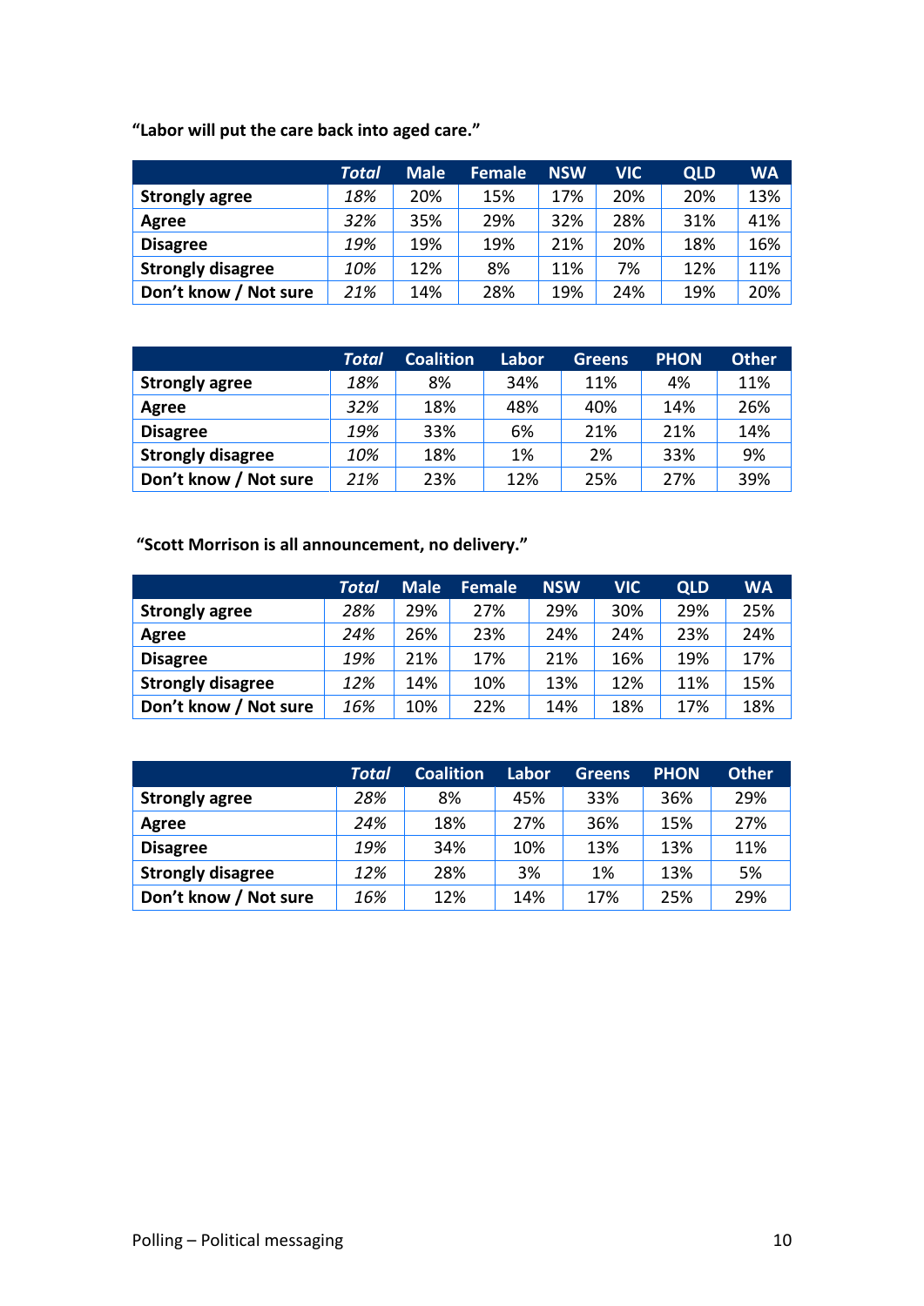**"Labor will put the care back into aged care."**

| | *Total* | Male | Female | NSW | VIC | QLD | WA |
|---|---|---|---|---|---|---|---|
| **Strongly agree** | *18%* | 20% | 15% | 17% | 20% | 20% | 13% |
| **Agree** | *32%* | 35% | 29% | 32% | 28% | 31% | 41% |
| **Disagree** | *19%* | 19% | 19% | 21% | 20% | 18% | 16% |
| **Strongly disagree** | *10%* | 12% | 8% | 11% | 7% | 12% | 11% |
| **Don't know / Not sure** | *21%* | 14% | 28% | 19% | 24% | 19% | 20% |

| | *Total* | Coalition | Labor | Greens | PHON | Other |
|---|---|---|---|---|---|---|
| **Strongly agree** | *18%* | 8% | 34% | 11% | 4% | 11% |
| **Agree** | *32%* | 18% | 48% | 40% | 14% | 26% |
| **Disagree** | *19%* | 33% | 6% | 21% | 21% | 14% |
| **Strongly disagree** | *10%* | 18% | 1% | 2% | 33% | 9% |
| **Don't know / Not sure** | *21%* | 23% | 12% | 25% | 27% | 39% |

**"Scott Morrison is all announcement, no delivery."**

| | *Total* | Male | Female | NSW | VIC | QLD | WA |
|---|---|---|---|---|---|---|---|
| **Strongly agree** | *28%* | 29% | 27% | 29% | 30% | 29% | 25% |
| **Agree** | *24%* | 26% | 23% | 24% | 24% | 23% | 24% |
| **Disagree** | *19%* | 21% | 17% | 21% | 16% | 19% | 17% |
| **Strongly disagree** | *12%* | 14% | 10% | 13% | 12% | 11% | 15% |
| **Don't know / Not sure** | *16%* | 10% | 22% | 14% | 18% | 17% | 18% |

| | *Total* | Coalition | Labor | Greens | PHON | Other |
|---|---|---|---|---|---|---|
| **Strongly agree** | *28%* | 8% | 45% | 33% | 36% | 29% |
| **Agree** | *24%* | 18% | 27% | 36% | 15% | 27% |
| **Disagree** | *19%* | 34% | 10% | 13% | 13% | 11% |
| **Strongly disagree** | *12%* | 28% | 3% | 1% | 13% | 5% |
| **Don't know / Not sure** | *16%* | 12% | 14% | 17% | 25% | 29% |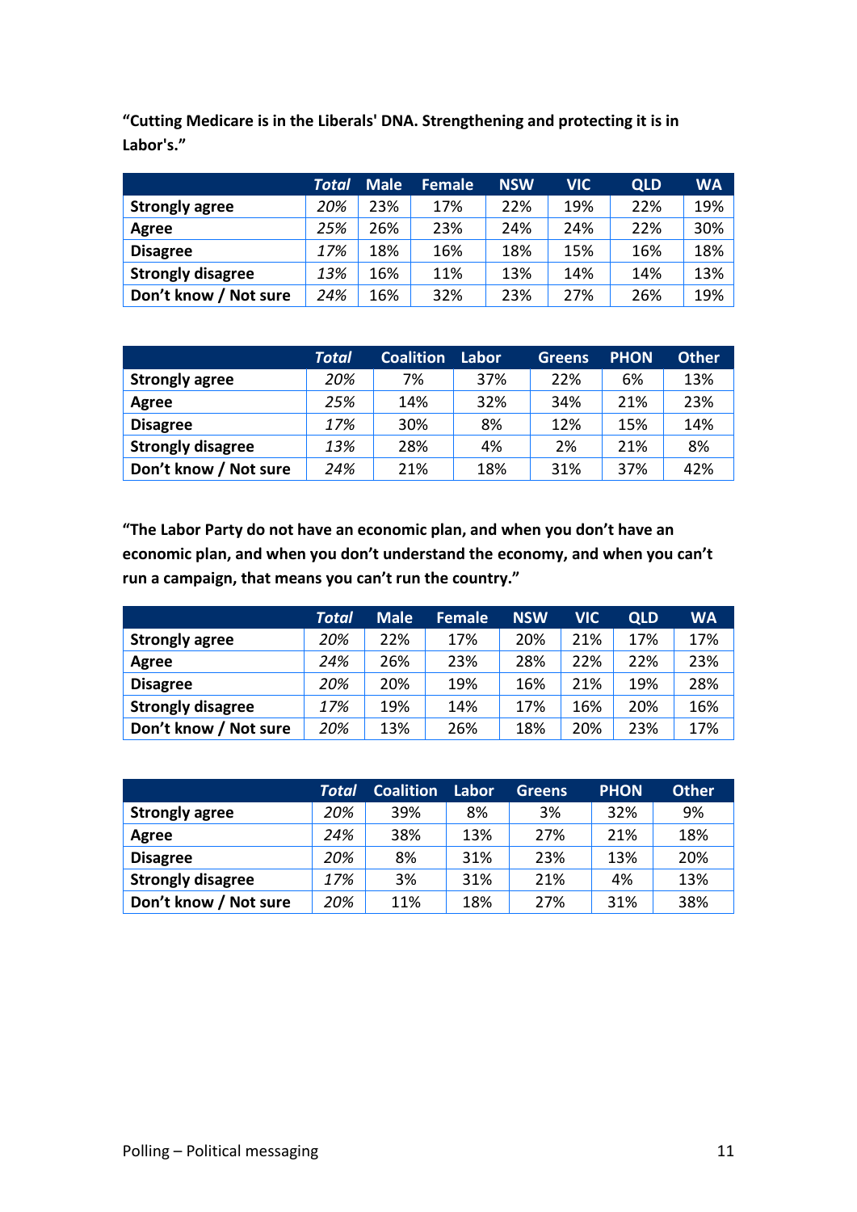**“Cutting Medicare is in the Liberals' DNA. Strengthening and protecting it is in Labor's.”**

| | *Total* | Male | Female | NSW | VIC | QLD | WA |
|---|---|---|---|---|---|---|---|
| **Strongly agree** | *20%* | 23% | 17% | 22% | 19% | 22% | 19% |
| **Agree** | *25%* | 26% | 23% | 24% | 24% | 22% | 30% |
| **Disagree** | *17%* | 18% | 16% | 18% | 15% | 16% | 18% |
| **Strongly disagree** | *13%* | 16% | 11% | 13% | 14% | 14% | 13% |
| **Don’t know / Not sure** | *24%* | 16% | 32% | 23% | 27% | 26% | 19% |

| | *Total* | Coalition | Labor | Greens | PHON | Other |
|---|---|---|---|---|---|---|
| **Strongly agree** | *20%* | 7% | 37% | 22% | 6% | 13% |
| **Agree** | *25%* | 14% | 32% | 34% | 21% | 23% |
| **Disagree** | *17%* | 30% | 8% | 12% | 15% | 14% |
| **Strongly disagree** | *13%* | 28% | 4% | 2% | 21% | 8% |
| **Don’t know / Not sure** | *24%* | 21% | 18% | 31% | 37% | 42% |

**“The Labor Party do not have an economic plan, and when you don’t have an economic plan, and when you don’t understand the economy, and when you can’t run a campaign, that means you can’t run the country.”**

| | *Total* | Male | Female | NSW | VIC | QLD | WA |
|---|---|---|---|---|---|---|---|
| **Strongly agree** | *20%* | 22% | 17% | 20% | 21% | 17% | 17% |
| **Agree** | *24%* | 26% | 23% | 28% | 22% | 22% | 23% |
| **Disagree** | *20%* | 20% | 19% | 16% | 21% | 19% | 28% |
| **Strongly disagree** | *17%* | 19% | 14% | 17% | 16% | 20% | 16% |
| **Don’t know / Not sure** | *20%* | 13% | 26% | 18% | 20% | 23% | 17% |

| | *Total* | Coalition | Labor | Greens | PHON | Other |
|---|---|---|---|---|---|---|
| **Strongly agree** | *20%* | 39% | 8% | 3% | 32% | 9% |
| **Agree** | *24%* | 38% | 13% | 27% | 21% | 18% |
| **Disagree** | *20%* | 8% | 31% | 23% | 13% | 20% |
| **Strongly disagree** | *17%* | 3% | 31% | 21% | 4% | 13% |
| **Don’t know / Not sure** | *20%* | 11% | 18% | 27% | 31% | 38% |